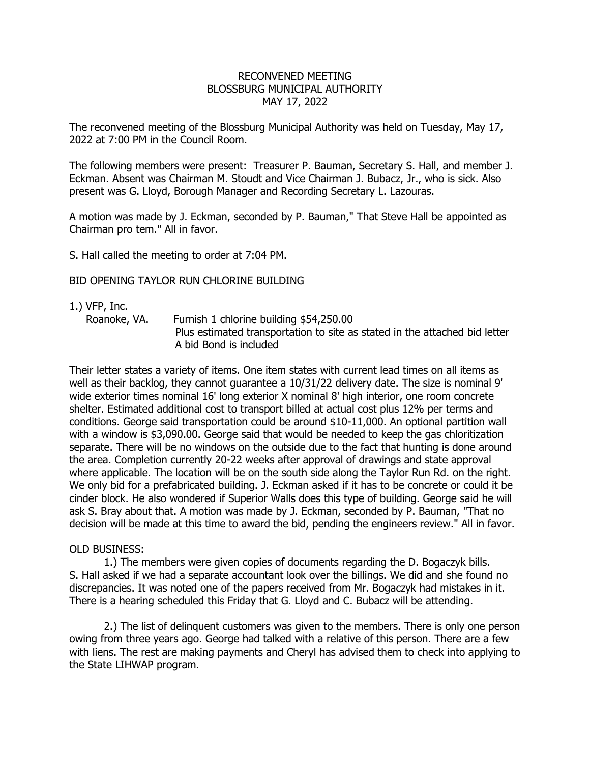RECONVENED MEETING
BLOSSBURG MUNICIPAL AUTHORITY
MAY 17, 2022

The reconvened meeting of the Blossburg Municipal Authority was held on Tuesday, May 17, 2022 at 7:00 PM in the Council Room.

The following members were present: Treasurer P. Bauman, Secretary S. Hall, and member J. Eckman. Absent was Chairman M. Stoudt and Vice Chairman J. Bubacz, Jr., who is sick. Also present was G. Lloyd, Borough Manager and Recording Secretary L. Lazouras.

A motion was made by J. Eckman, seconded by P. Bauman," That Steve Hall be appointed as Chairman pro tem." All in favor.

S. Hall called the meeting to order at 7:04 PM.

BID OPENING TAYLOR RUN CHLORINE BUILDING

1.) VFP, Inc.
Roanoke, VA. Furnish 1 chlorine building $54,250.00
Plus estimated transportation to site as stated in the attached bid letter
A bid Bond is included

Their letter states a variety of items. One item states with current lead times on all items as well as their backlog, they cannot guarantee a 10/31/22 delivery date. The size is nominal 9' wide exterior times nominal 16' long exterior X nominal 8' high interior, one room concrete shelter. Estimated additional cost to transport billed at actual cost plus 12% per terms and conditions. George said transportation could be around $10-11,000. An optional partition wall with a window is $3,090.00. George said that would be needed to keep the gas chloritization separate. There will be no windows on the outside due to the fact that hunting is done around the area. Completion currently 20-22 weeks after approval of drawings and state approval where applicable. The location will be on the south side along the Taylor Run Rd. on the right. We only bid for a prefabricated building. J. Eckman asked if it has to be concrete or could it be cinder block. He also wondered if Superior Walls does this type of building. George said he will ask S. Bray about that. A motion was made by J. Eckman, seconded by P. Bauman, "That no decision will be made at this time to award the bid, pending the engineers review." All in favor.

OLD BUSINESS:

1.) The members were given copies of documents regarding the D. Bogaczyk bills. S. Hall asked if we had a separate accountant look over the billings. We did and she found no discrepancies. It was noted one of the papers received from Mr. Bogaczyk had mistakes in it. There is a hearing scheduled this Friday that G. Lloyd and C. Bubacz will be attending.

2.) The list of delinquent customers was given to the members. There is only one person owing from three years ago. George had talked with a relative of this person. There are a few with liens. The rest are making payments and Cheryl has advised them to check into applying to the State LIHWAP program.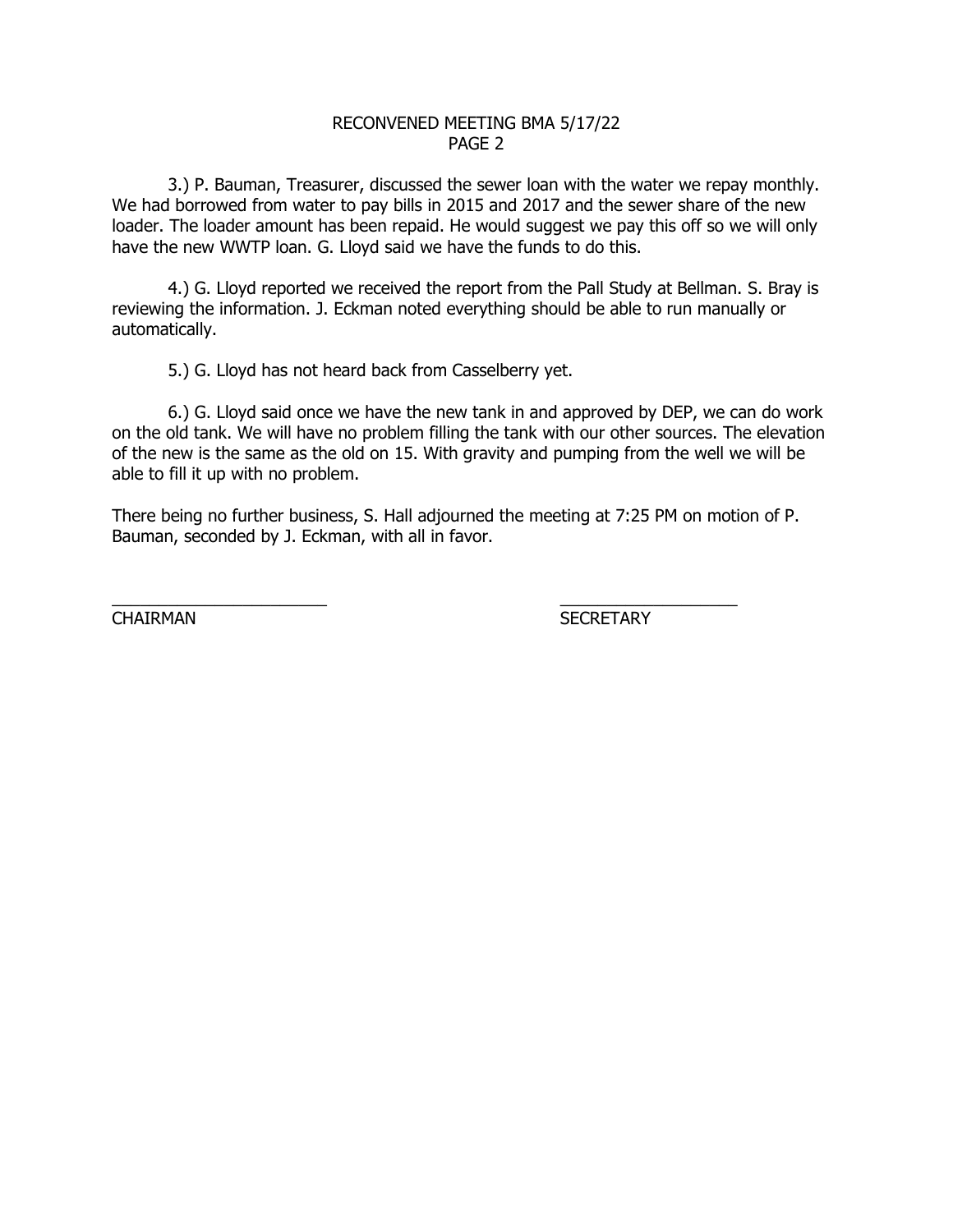RECONVENED MEETING BMA 5/17/22
PAGE 2

3.) P. Bauman, Treasurer, discussed the sewer loan with the water we repay monthly. We had borrowed from water to pay bills in 2015 and 2017 and the sewer share of the new loader. The loader amount has been repaid. He would suggest we pay this off so we will only have the new WWTP loan. G. Lloyd said we have the funds to do this.

4.) G. Lloyd reported we received the report from the Pall Study at Bellman. S. Bray is reviewing the information. J. Eckman noted everything should be able to run manually or automatically.

5.) G. Lloyd has not heard back from Casselberry yet.

6.) G. Lloyd said once we have the new tank in and approved by DEP, we can do work on the old tank. We will have no problem filling the tank with our other sources. The elevation of the new is the same as the old on 15. With gravity and pumping from the well we will be able to fill it up with no problem.

There being no further business, S. Hall adjourned the meeting at 7:25 PM on motion of P. Bauman, seconded by J. Eckman, with all in favor.

\_\_\_\_\_\_\_\_\_\_\_\_\_\_\_\_\_\_\_\_\_\_\_\_ \_\_\_\_\_\_\_\_\_\_\_\_\_\_\_\_\_\_\_\_\_\_\_\_

CHAIRMAN SECRETARY